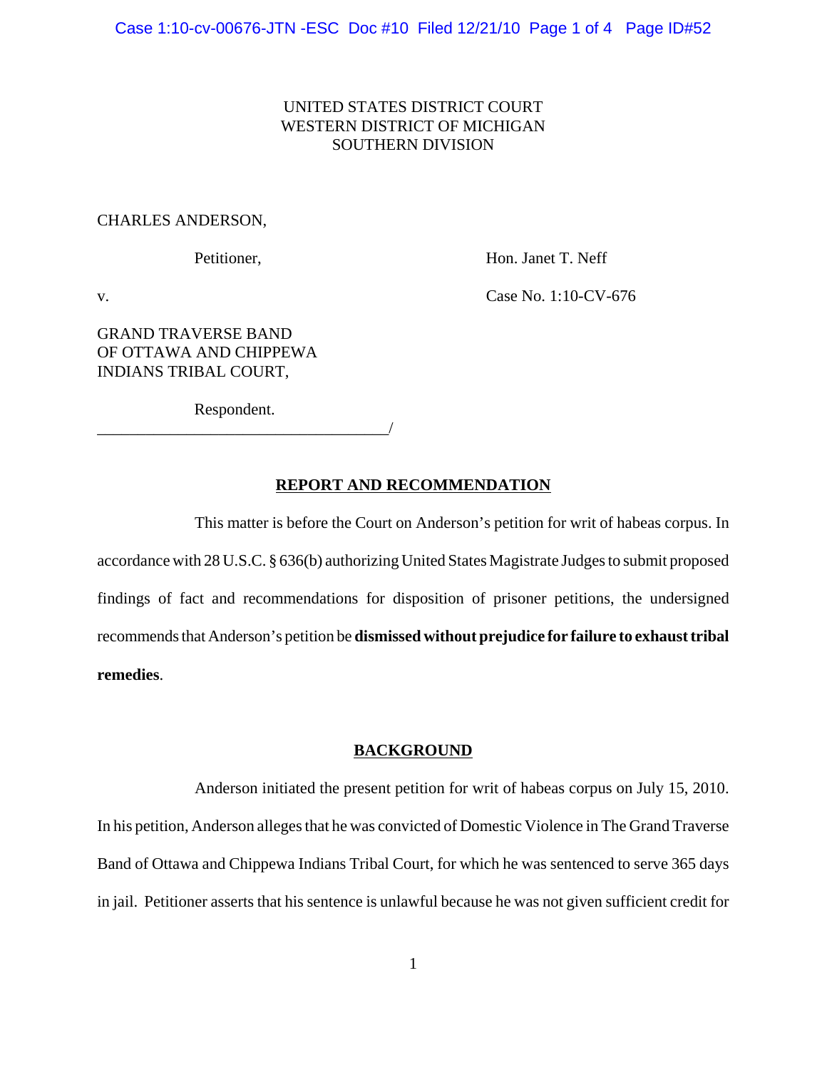UNITED STATES DISTRICT COURT
WESTERN DISTRICT OF MICHIGAN
SOUTHERN DIVISION

CHARLES ANDERSON,

Petitioner,

Hon. Janet T. Neff

v.

Case No. 1:10-CV-676

GRAND TRAVERSE BAND
OF OTTAWA AND CHIPPEWA
INDIANS TRIBAL COURT,

Respondent.
____________________________________/

## REPORT AND RECOMMENDATION

This matter is before the Court on Anderson's petition for writ of habeas corpus. In accordance with 28 U.S.C. § 636(b) authorizing United States Magistrate Judges to submit proposed findings of fact and recommendations for disposition of prisoner petitions, the undersigned recommends that Anderson's petition be **dismissed without prejudice for failure to exhaust tribal remedies**.

## BACKGROUND

Anderson initiated the present petition for writ of habeas corpus on July 15, 2010. In his petition, Anderson alleges that he was convicted of Domestic Violence in The Grand Traverse Band of Ottawa and Chippewa Indians Tribal Court, for which he was sentenced to serve 365 days in jail. Petitioner asserts that his sentence is unlawful because he was not given sufficient credit for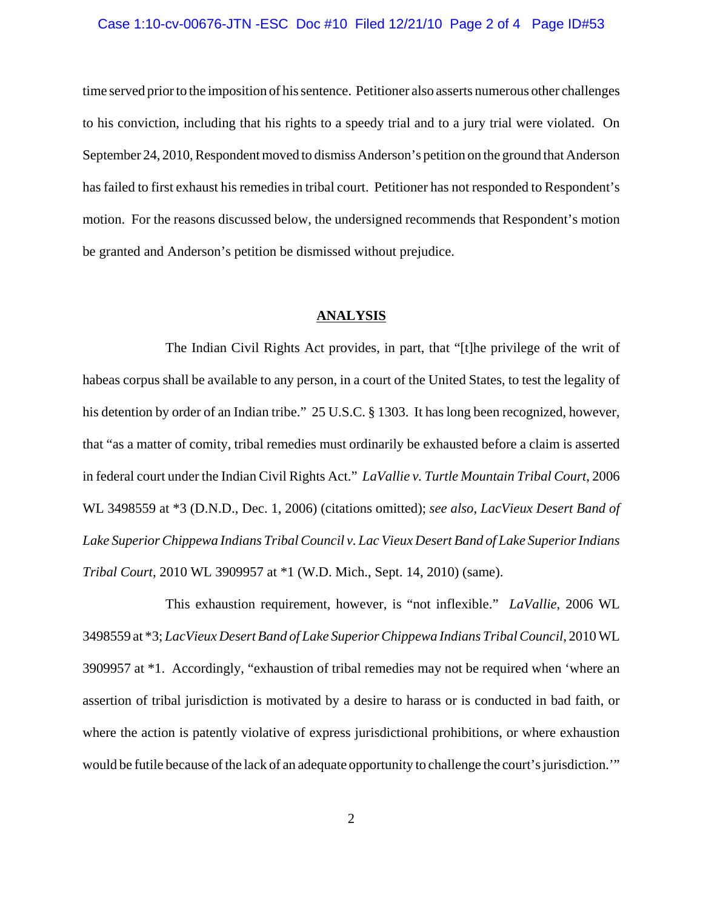time served prior to the imposition of his sentence. Petitioner also asserts numerous other challenges to his conviction, including that his rights to a speedy trial and to a jury trial were violated. On September 24, 2010, Respondent moved to dismiss Anderson's petition on the ground that Anderson has failed to first exhaust his remedies in tribal court. Petitioner has not responded to Respondent's motion. For the reasons discussed below, the undersigned recommends that Respondent's motion be granted and Anderson's petition be dismissed without prejudice.

## ANALYSIS

The Indian Civil Rights Act provides, in part, that "[t]he privilege of the writ of habeas corpus shall be available to any person, in a court of the United States, to test the legality of his detention by order of an Indian tribe." 25 U.S.C. § 1303. It has long been recognized, however, that "as a matter of comity, tribal remedies must ordinarily be exhausted before a claim is asserted in federal court under the Indian Civil Rights Act." *LaVallie v. Turtle Mountain Tribal Court*, 2006 WL 3498559 at *3 (D.N.D., Dec. 1, 2006) (citations omitted); *see also, LacVieux Desert Band of Lake Superior Chippewa Indians Tribal Council v. Lac Vieux Desert Band of Lake Superior Indians Tribal Court*, 2010 WL 3909957 at *1 (W.D. Mich., Sept. 14, 2010) (same).

This exhaustion requirement, however, is "not inflexible." *LaVallie*, 2006 WL 3498559 at *3; *LacVieux Desert Band of Lake Superior Chippewa Indians Tribal Council*, 2010 WL 3909957 at *1. Accordingly, "exhaustion of tribal remedies may not be required when 'where an assertion of tribal jurisdiction is motivated by a desire to harass or is conducted in bad faith, or where the action is patently violative of express jurisdictional prohibitions, or where exhaustion would be futile because of the lack of an adequate opportunity to challenge the court's jurisdiction.'"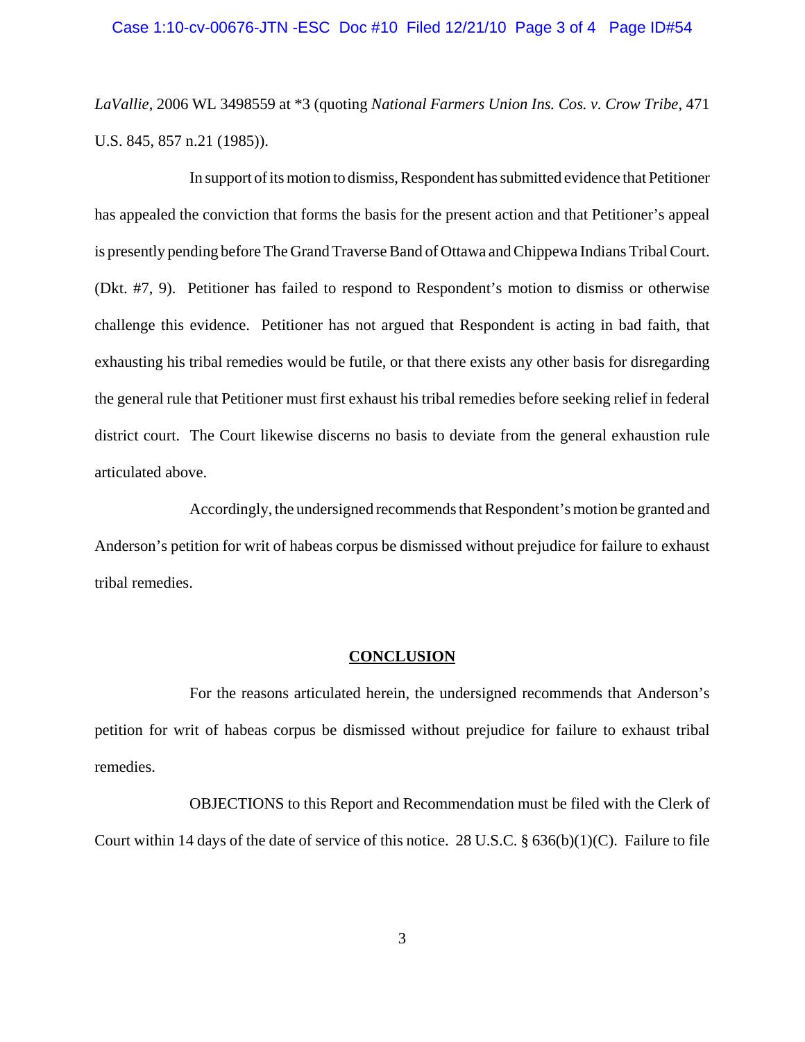*LaVallie*, 2006 WL 3498559 at *3 (quoting *National Farmers Union Ins. Cos. v. Crow Tribe*, 471 U.S. 845, 857 n.21 (1985)).

In support of its motion to dismiss, Respondent has submitted evidence that Petitioner has appealed the conviction that forms the basis for the present action and that Petitioner's appeal is presently pending before The Grand Traverse Band of Ottawa and Chippewa Indians Tribal Court. (Dkt. #7, 9). Petitioner has failed to respond to Respondent's motion to dismiss or otherwise challenge this evidence. Petitioner has not argued that Respondent is acting in bad faith, that exhausting his tribal remedies would be futile, or that there exists any other basis for disregarding the general rule that Petitioner must first exhaust his tribal remedies before seeking relief in federal district court. The Court likewise discerns no basis to deviate from the general exhaustion rule articulated above.

Accordingly, the undersigned recommends that Respondent's motion be granted and Anderson's petition for writ of habeas corpus be dismissed without prejudice for failure to exhaust tribal remedies.

## CONCLUSION

For the reasons articulated herein, the undersigned recommends that Anderson's petition for writ of habeas corpus be dismissed without prejudice for failure to exhaust tribal remedies.

OBJECTIONS to this Report and Recommendation must be filed with the Clerk of Court within 14 days of the date of service of this notice. 28 U.S.C. § 636(b)(1)(C). Failure to file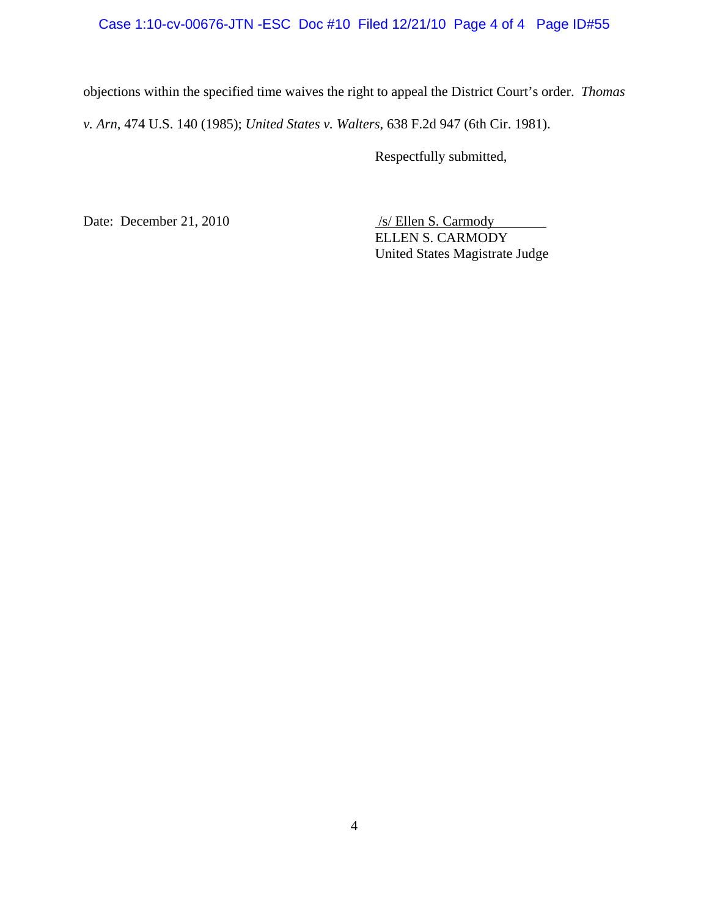objections within the specified time waives the right to appeal the District Court's order. *Thomas v. Arn*, 474 U.S. 140 (1985); *United States v. Walters*, 638 F.2d 947 (6th Cir. 1981).

Respectfully submitted,

Date: December 21, 2010

/s/ Ellen S. Carmody
ELLEN S. CARMODY
United States Magistrate Judge